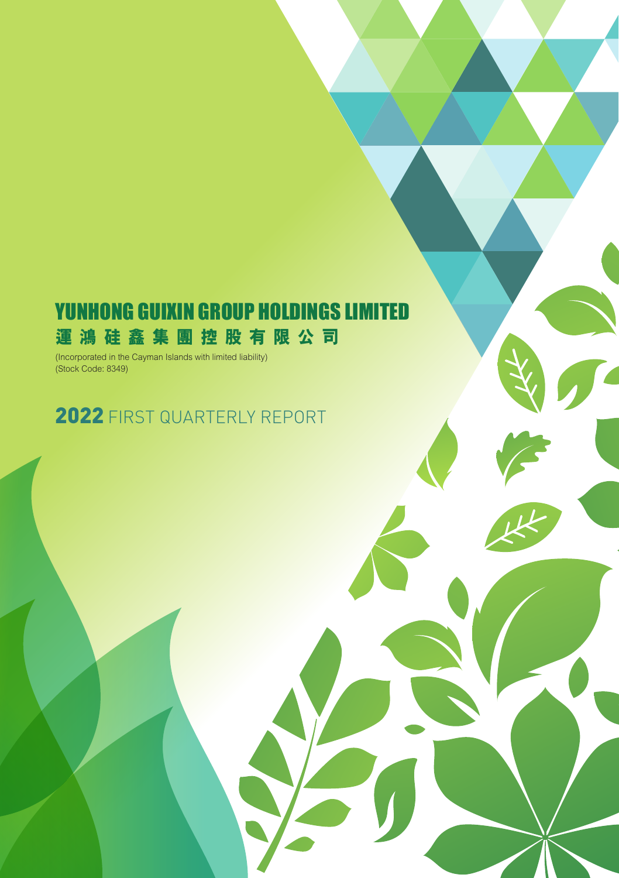# YUNHONG GUIXIN GROUP HOLDINGS LIMITED

# 運鴻硅鑫集團控股有限公司

(Incorporated in the Cayman Islands with limited liability)
(Stock Code: 8349)

## 2022 FIRST QUARTERLY REPORT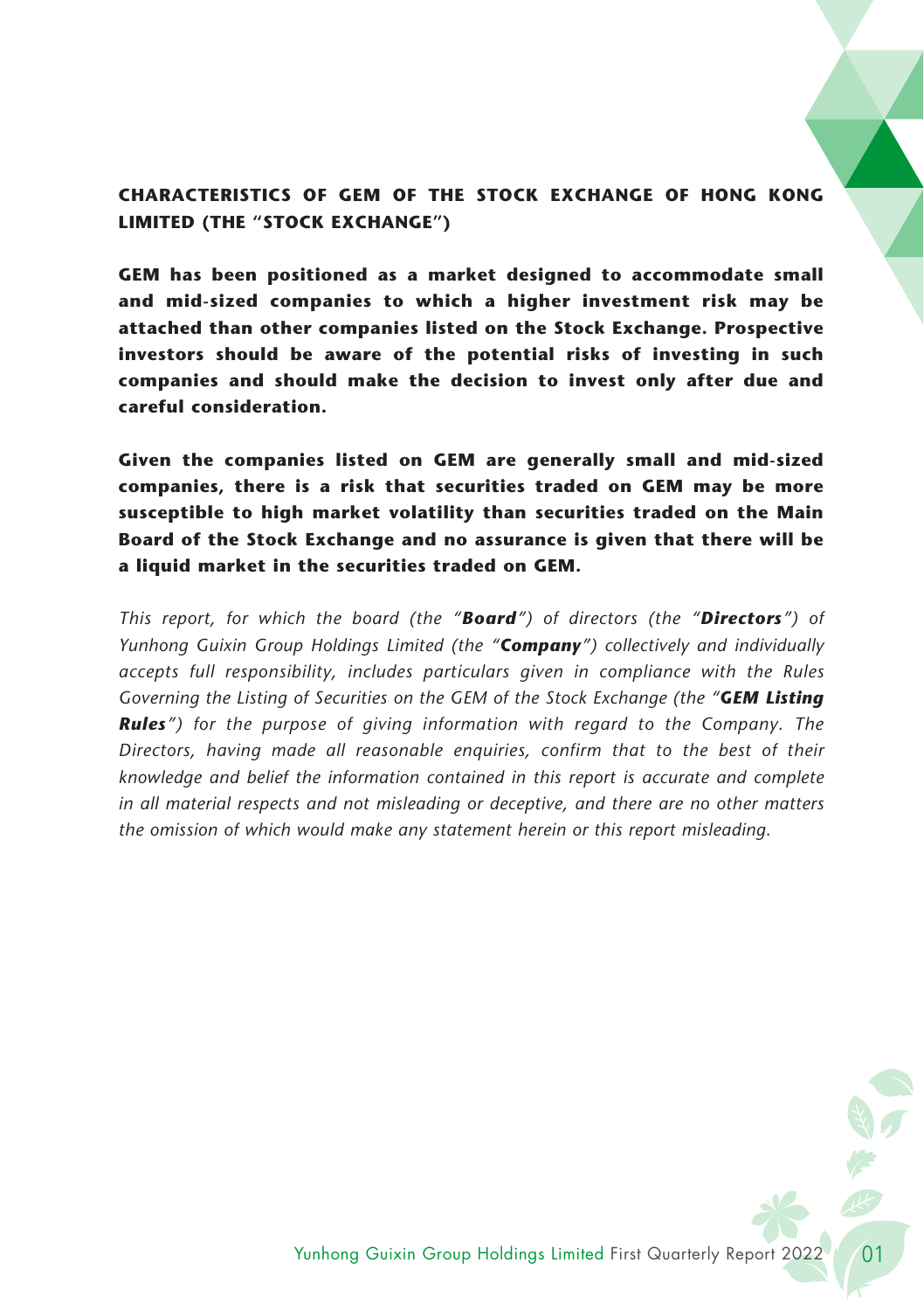## CHARACTERISTICS OF GEM OF THE STOCK EXCHANGE OF HONG KONG LIMITED (THE "STOCK EXCHANGE")

**GEM has been positioned as a market designed to accommodate small and mid-sized companies to which a higher investment risk may be attached than other companies listed on the Stock Exchange. Prospective investors should be aware of the potential risks of investing in such companies and should make the decision to invest only after due and careful consideration.**

**Given the companies listed on GEM are generally small and mid-sized companies, there is a risk that securities traded on GEM may be more susceptible to high market volatility than securities traded on the Main Board of the Stock Exchange and no assurance is given that there will be a liquid market in the securities traded on GEM.**

*This report, for which the board (the "**Board**") of directors (the "**Directors**") of Yunhong Guixin Group Holdings Limited (the "**Company**") collectively and individually accepts full responsibility, includes particulars given in compliance with the Rules Governing the Listing of Securities on the GEM of the Stock Exchange (the "**GEM Listing Rules**") for the purpose of giving information with regard to the Company. The Directors, having made all reasonable enquiries, confirm that to the best of their knowledge and belief the information contained in this report is accurate and complete in all material respects and not misleading or deceptive, and there are no other matters the omission of which would make any statement herein or this report misleading.*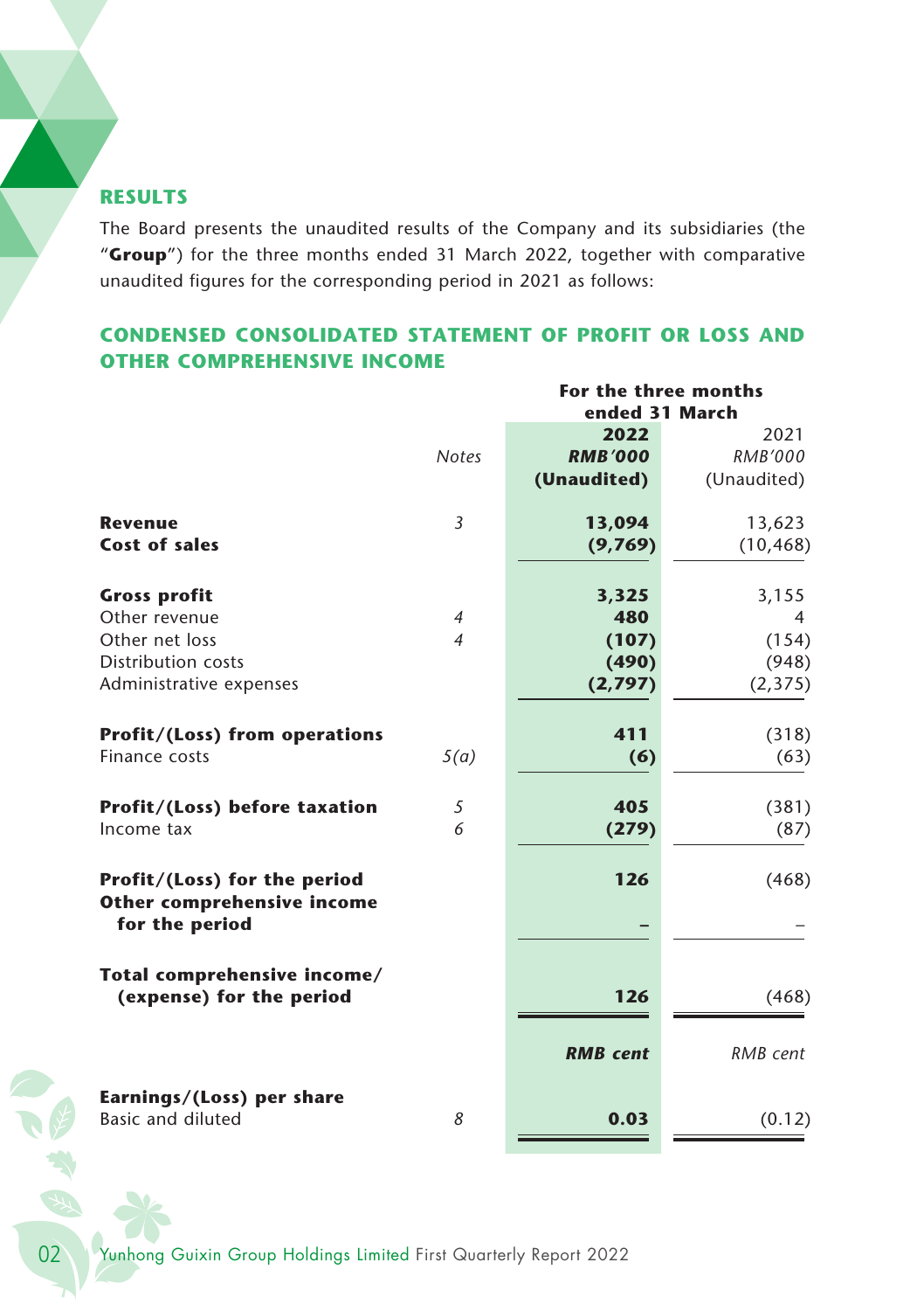## RESULTS

The Board presents the unaudited results of the Company and its subsidiaries (the "**Group**") for the three months ended 31 March 2022, together with comparative unaudited figures for the corresponding period in 2021 as follows:

## CONDENSED CONSOLIDATED STATEMENT OF PROFIT OR LOSS AND OTHER COMPREHENSIVE INCOME

| | | For the three months ended 31 March | |
|---|---|---|---|
| | *Notes* | **2022** ***RMB'000*** **(Unaudited)** | 2021 *RMB'000* (Unaudited) |
| **Revenue** | 3 | **13,094** | 13,623 |
| **Cost of sales** | | **(9,769)** | (10,468) |
| **Gross profit** | | **3,325** | 3,155 |
| Other revenue | 4 | **480** | 4 |
| Other net loss | 4 | **(107)** | (154) |
| Distribution costs | | **(490)** | (948) |
| Administrative expenses | | **(2,797)** | (2,375) |
| **Profit/(Loss) from operations** | | **411** | (318) |
| Finance costs | 5(a) | **(6)** | (63) |
| **Profit/(Loss) before taxation** | 5 | **405** | (381) |
| Income tax | 6 | **(279)** | (87) |
| **Profit/(Loss) for the period** | | **126** | (468) |
| **Other comprehensive income for the period** | | **–** | – |
| **Total comprehensive income/(expense) for the period** | | **126** | (468) |
| | | ***RMB cent*** | *RMB cent* |
| **Earnings/(Loss) per share** | | | |
| Basic and diluted | 8 | **0.03** | (0.12) |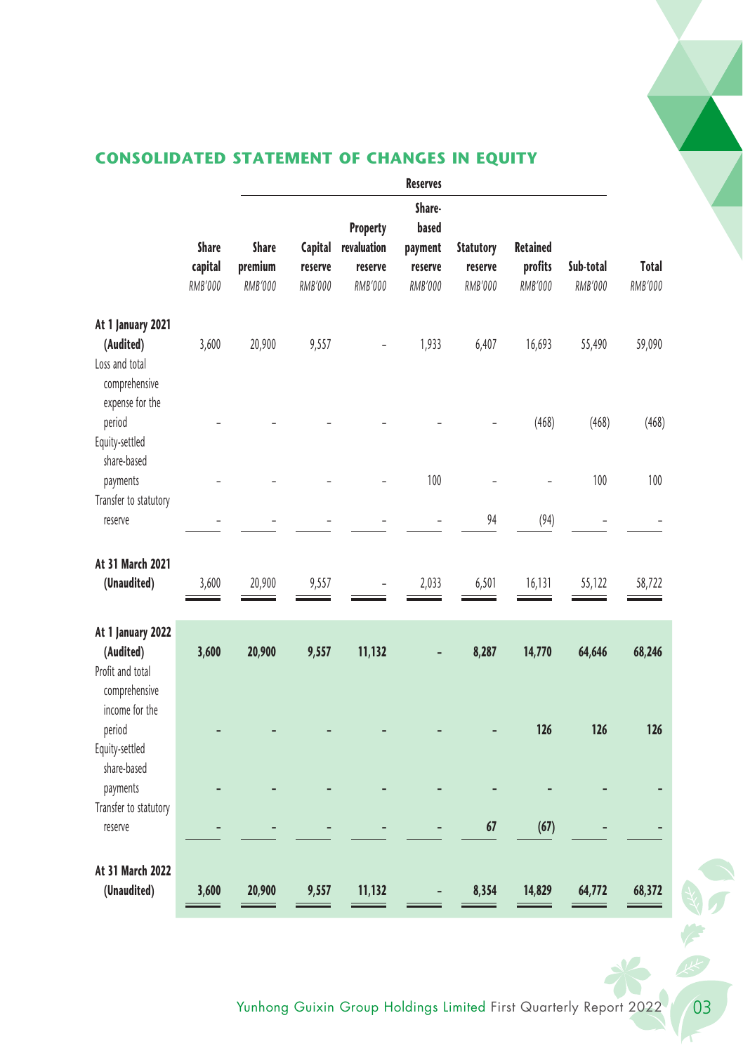## CONSOLIDATED STATEMENT OF CHANGES IN EQUITY

| | Share capital | Reserves | | | | | | | Total |
|---|---|---|---|---|---|---|---|---|---|
| | | Share premium | Capital reserve | Property revaluation reserve | Share-based payment reserve | Statutory reserve | Retained profits | Sub-total | |
| | *RMB'000* | *RMB'000* | *RMB'000* | *RMB'000* | *RMB'000* | *RMB'000* | *RMB'000* | *RMB'000* | *RMB'000* |
| **At 1 January 2021 (Audited)** | 3,600 | 20,900 | 9,557 | – | 1,933 | 6,407 | 16,693 | 55,490 | 59,090 |
| Loss and total comprehensive expense for the period | – | – | – | – | – | – | (468) | (468) | (468) |
| Equity-settled share-based payments | – | – | – | – | 100 | – | – | 100 | 100 |
| Transfer to statutory reserve | – | – | – | – | – | 94 | (94) | – | – |
| **At 31 March 2021 (Unaudited)** | 3,600 | 20,900 | 9,557 | – | 2,033 | 6,501 | 16,131 | 55,122 | 58,722 |
| **At 1 January 2022 (Audited)** | **3,600** | **20,900** | **9,557** | **11,132** | **–** | **8,287** | **14,770** | **64,646** | **68,246** |
| Profit and total comprehensive income for the period | **–** | **–** | **–** | **–** | **–** | **–** | **126** | **126** | **126** |
| Equity-settled share-based payments | **–** | **–** | **–** | **–** | **–** | **–** | **–** | **–** | **–** |
| Transfer to statutory reserve | **–** | **–** | **–** | **–** | **–** | **67** | **(67)** | **–** | **–** |
| **At 31 March 2022 (Unaudited)** | **3,600** | **20,900** | **9,557** | **11,132** | **–** | **8,354** | **14,829** | **64,772** | **68,372** |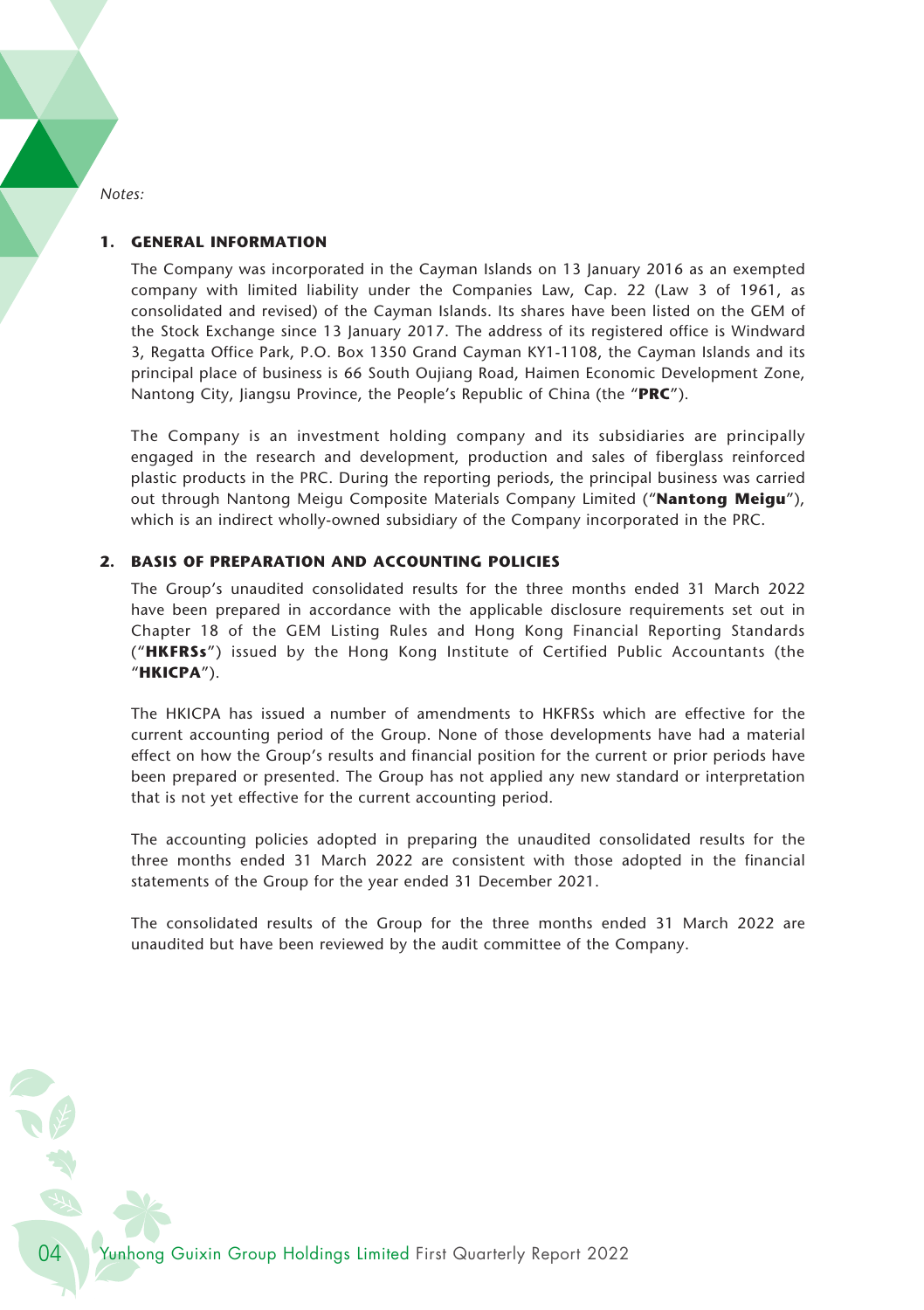*Notes:*

## 1. GENERAL INFORMATION

The Company was incorporated in the Cayman Islands on 13 January 2016 as an exempted company with limited liability under the Companies Law, Cap. 22 (Law 3 of 1961, as consolidated and revised) of the Cayman Islands. Its shares have been listed on the GEM of the Stock Exchange since 13 January 2017. The address of its registered office is Windward 3, Regatta Office Park, P.O. Box 1350 Grand Cayman KY1-1108, the Cayman Islands and its principal place of business is 66 South Oujiang Road, Haimen Economic Development Zone, Nantong City, Jiangsu Province, the People's Republic of China (the "**PRC**").

The Company is an investment holding company and its subsidiaries are principally engaged in the research and development, production and sales of fiberglass reinforced plastic products in the PRC. During the reporting periods, the principal business was carried out through Nantong Meigu Composite Materials Company Limited ("**Nantong Meigu**"), which is an indirect wholly-owned subsidiary of the Company incorporated in the PRC.

## 2. BASIS OF PREPARATION AND ACCOUNTING POLICIES

The Group's unaudited consolidated results for the three months ended 31 March 2022 have been prepared in accordance with the applicable disclosure requirements set out in Chapter 18 of the GEM Listing Rules and Hong Kong Financial Reporting Standards ("**HKFRSs**") issued by the Hong Kong Institute of Certified Public Accountants (the "**HKICPA**").

The HKICPA has issued a number of amendments to HKFRSs which are effective for the current accounting period of the Group. None of those developments have had a material effect on how the Group's results and financial position for the current or prior periods have been prepared or presented. The Group has not applied any new standard or interpretation that is not yet effective for the current accounting period.

The accounting policies adopted in preparing the unaudited consolidated results for the three months ended 31 March 2022 are consistent with those adopted in the financial statements of the Group for the year ended 31 December 2021.

The consolidated results of the Group for the three months ended 31 March 2022 are unaudited but have been reviewed by the audit committee of the Company.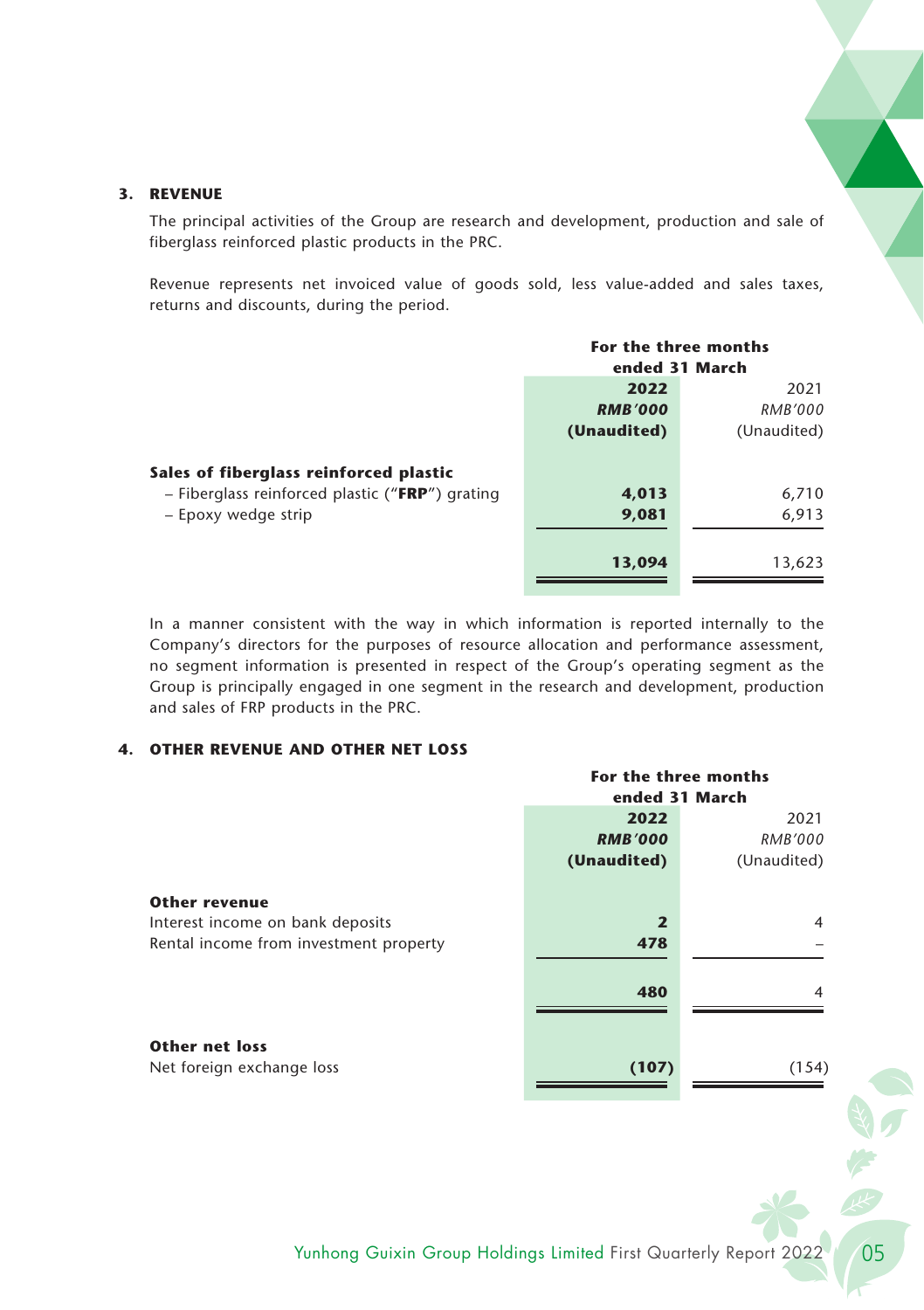### 3. REVENUE

The principal activities of the Group are research and development, production and sale of fiberglass reinforced plastic products in the PRC.

Revenue represents net invoiced value of goods sold, less value-added and sales taxes, returns and discounts, during the period.

| | For the three months ended 31 March | |
|---|---|---|
| | **2022** | 2021 |
| | ***RMB'000*** | *RMB'000* |
| | **(Unaudited)** | (Unaudited) |
| **Sales of fiberglass reinforced plastic** | | |
| – Fiberglass reinforced plastic ("**FRP**") grating | **4,013** | 6,710 |
| – Epoxy wedge strip | **9,081** | 6,913 |
| | **13,094** | 13,623 |

In a manner consistent with the way in which information is reported internally to the Company's directors for the purposes of resource allocation and performance assessment, no segment information is presented in respect of the Group's operating segment as the Group is principally engaged in one segment in the research and development, production and sales of FRP products in the PRC.

### 4. OTHER REVENUE AND OTHER NET LOSS

| | For the three months ended 31 March | |
|---|---|---|
| | **2022** | 2021 |
| | ***RMB'000*** | *RMB'000* |
| | **(Unaudited)** | (Unaudited) |
| **Other revenue** | | |
| Interest income on bank deposits | **2** | 4 |
| Rental income from investment property | **478** | – |
| | **480** | 4 |
| **Other net loss** | | |
| Net foreign exchange loss | **(107)** | (154) |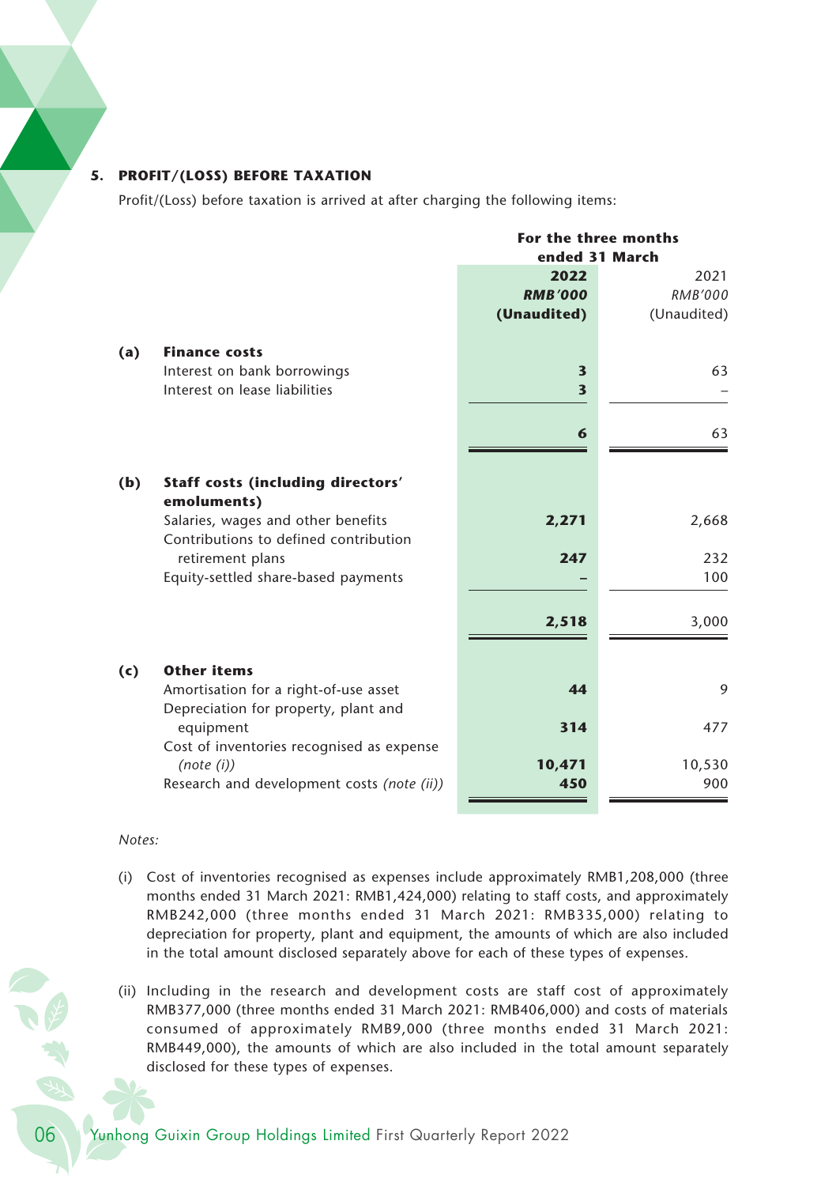## 5. PROFIT/(LOSS) BEFORE TAXATION

Profit/(Loss) before taxation is arrived at after charging the following items:

| | | For the three months ended 31 March | |
|---|---|---|---|
| | | **2022** | 2021 |
| | | ***RMB'000*** | *RMB'000* |
| | | **(Unaudited)** | (Unaudited) |
| **(a)** | **Finance costs** | | |
| | Interest on bank borrowings | **3** | 63 |
| | Interest on lease liabilities | **3** | – |
| | | **6** | 63 |
| **(b)** | **Staff costs (including directors' emoluments)** | | |
| | Salaries, wages and other benefits | **2,271** | 2,668 |
| | Contributions to defined contribution retirement plans | **247** | 232 |
| | Equity-settled share-based payments | **–** | 100 |
| | | **2,518** | 3,000 |
| **(c)** | **Other items** | | |
| | Amortisation for a right-of-use asset | **44** | 9 |
| | Depreciation for property, plant and equipment | **314** | 477 |
| | Cost of inventories recognised as expense *(note (i))* | **10,471** | 10,530 |
| | Research and development costs *(note (ii))* | **450** | 900 |

*Notes:*

(i) Cost of inventories recognised as expenses include approximately RMB1,208,000 (three months ended 31 March 2021: RMB1,424,000) relating to staff costs, and approximately RMB242,000 (three months ended 31 March 2021: RMB335,000) relating to depreciation for property, plant and equipment, the amounts of which are also included in the total amount disclosed separately above for each of these types of expenses.

(ii) Including in the research and development costs are staff cost of approximately RMB377,000 (three months ended 31 March 2021: RMB406,000) and costs of materials consumed of approximately RMB9,000 (three months ended 31 March 2021: RMB449,000), the amounts of which are also included in the total amount separately disclosed for these types of expenses.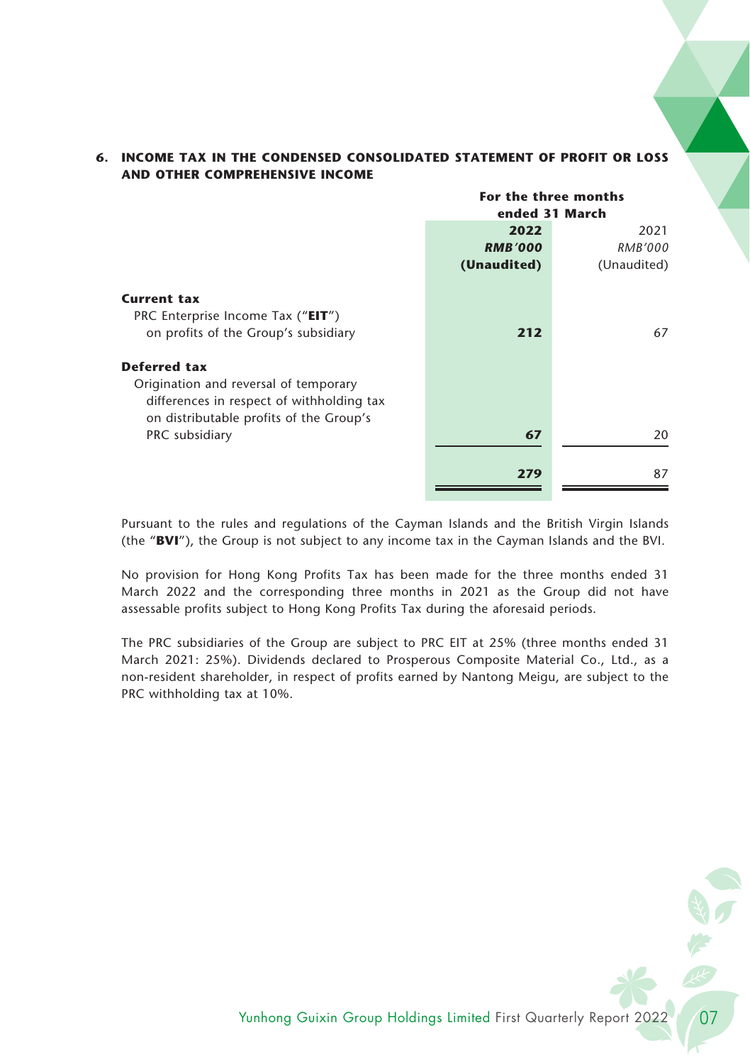## 6. INCOME TAX IN THE CONDENSED CONSOLIDATED STATEMENT OF PROFIT OR LOSS AND OTHER COMPREHENSIVE INCOME

| | For the three months ended 31 March | |
|---|---|---|
| | **2022** | 2021 |
| | ***RMB'000*** | *RMB'000* |
| | **(Unaudited)** | (Unaudited) |
| **Current tax** | | |
| PRC Enterprise Income Tax ("**EIT**") on profits of the Group's subsidiary | **212** | 67 |
| **Deferred tax** | | |
| Origination and reversal of temporary differences in respect of withholding tax on distributable profits of the Group's PRC subsidiary | **67** | 20 |
| | **279** | 87 |

Pursuant to the rules and regulations of the Cayman Islands and the British Virgin Islands (the "**BVI**"), the Group is not subject to any income tax in the Cayman Islands and the BVI.

No provision for Hong Kong Profits Tax has been made for the three months ended 31 March 2022 and the corresponding three months in 2021 as the Group did not have assessable profits subject to Hong Kong Profits Tax during the aforesaid periods.

The PRC subsidiaries of the Group are subject to PRC EIT at 25% (three months ended 31 March 2021: 25%). Dividends declared to Prosperous Composite Material Co., Ltd., as a non-resident shareholder, in respect of profits earned by Nantong Meigu, are subject to the PRC withholding tax at 10%.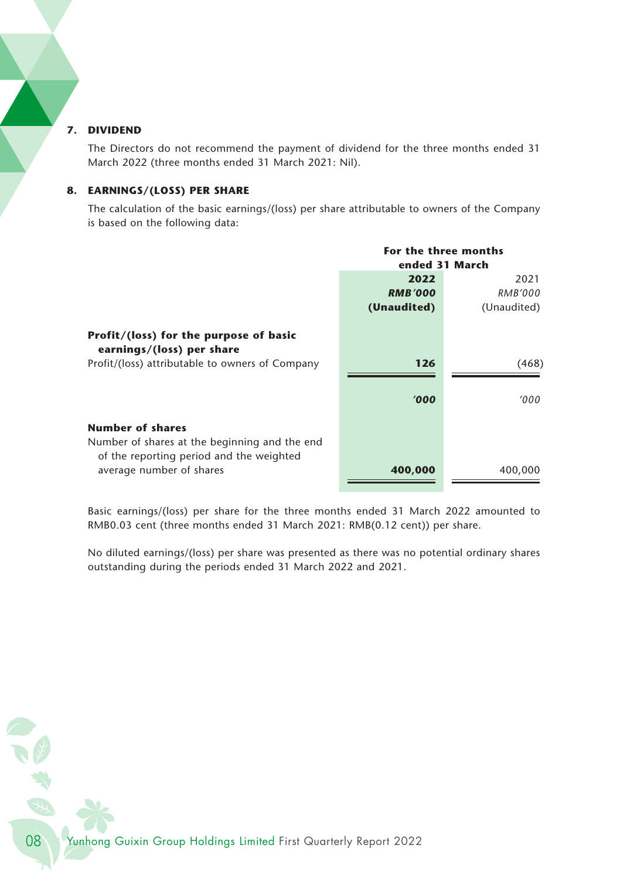## 7. DIVIDEND

The Directors do not recommend the payment of dividend for the three months ended 31 March 2022 (three months ended 31 March 2021: Nil).

## 8. EARNINGS/(LOSS) PER SHARE

The calculation of the basic earnings/(loss) per share attributable to owners of the Company is based on the following data:

| | **For the three months ended 31 March** | |
|---|---|---|
| | **2022** | 2021 |
| | ***RMB'000*** | *RMB'000* |
| | **(Unaudited)** | (Unaudited) |
| **Profit/(loss) for the purpose of basic earnings/(loss) per share** | | |
| Profit/(loss) attributable to owners of Company | **126** | (468) |
| | ***'000*** | *'000* |
| **Number of shares** | | |
| Number of shares at the beginning and the end of the reporting period and the weighted average number of shares | **400,000** | 400,000 |

Basic earnings/(loss) per share for the three months ended 31 March 2022 amounted to RMB0.03 cent (three months ended 31 March 2021: RMB(0.12 cent)) per share.

No diluted earnings/(loss) per share was presented as there was no potential ordinary shares outstanding during the periods ended 31 March 2022 and 2021.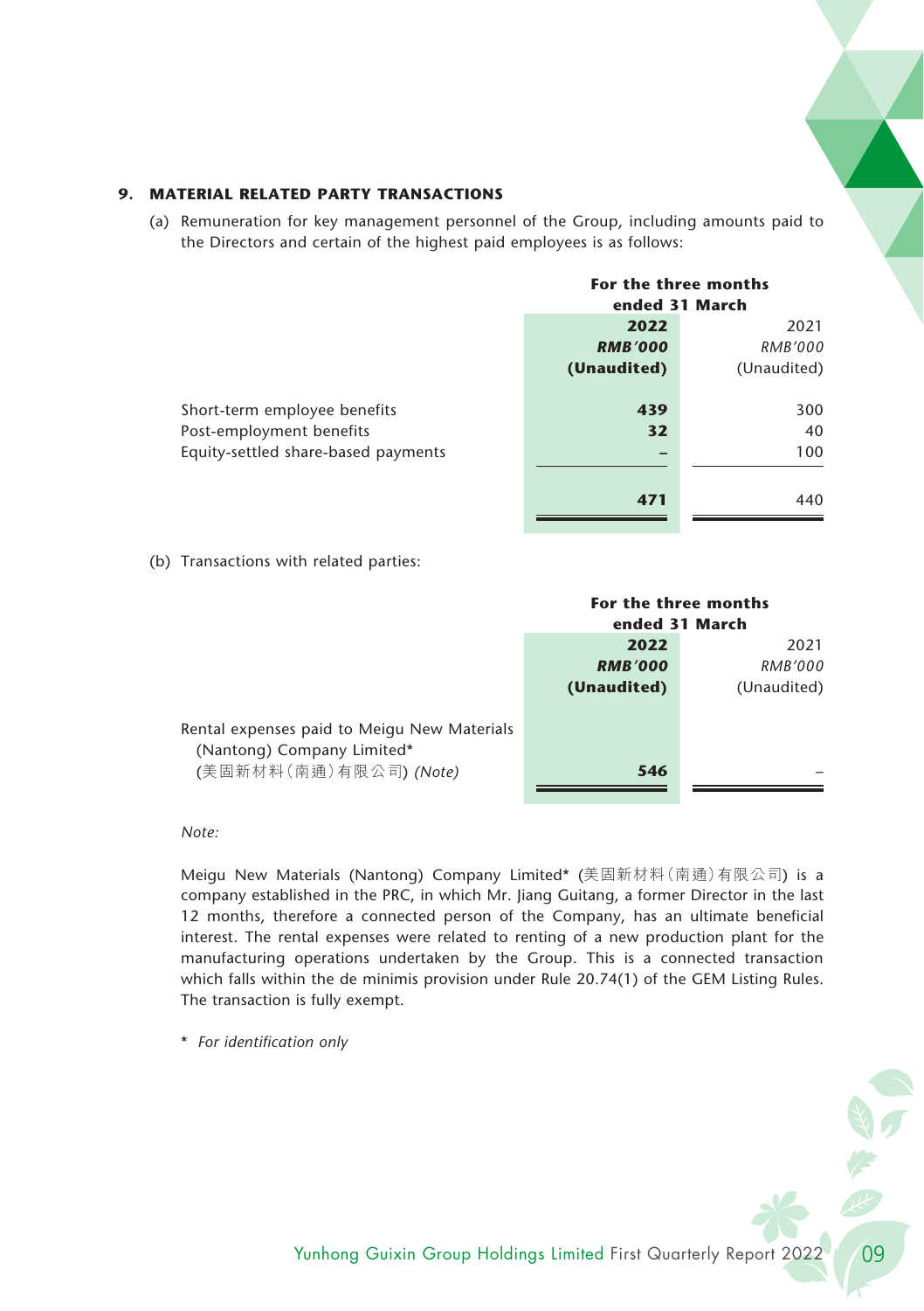## 9. MATERIAL RELATED PARTY TRANSACTIONS

(a) Remuneration for key management personnel of the Group, including amounts paid to the Directors and certain of the highest paid employees is as follows:

| | For the three months ended 31 March | |
|---|---|---|
| | **2022** | 2021 |
| | ***RMB'000*** | *RMB'000* |
| | **(Unaudited)** | (Unaudited) |
| Short-term employee benefits | **439** | 300 |
| Post-employment benefits | **32** | 40 |
| Equity-settled share-based payments | **–** | 100 |
| | **471** | 440 |

(b) Transactions with related parties:

| | For the three months ended 31 March | |
|---|---|---|
| | **2022** | 2021 |
| | ***RMB'000*** | *RMB'000* |
| | **(Unaudited)** | (Unaudited) |
| Rental expenses paid to Meigu New Materials (Nantong) Company Limited* (美固新材料(南通)有限公司) *(Note)* | **546** | – |

*Note:*

Meigu New Materials (Nantong) Company Limited* (美固新材料(南通)有限公司) is a company established in the PRC, in which Mr. Jiang Guitang, a former Director in the last 12 months, therefore a connected person of the Company, has an ultimate beneficial interest. The rental expenses were related to renting of a new production plant for the manufacturing operations undertaken by the Group. This is a connected transaction which falls within the de minimis provision under Rule 20.74(1) of the GEM Listing Rules. The transaction is fully exempt.

\* *For identification only*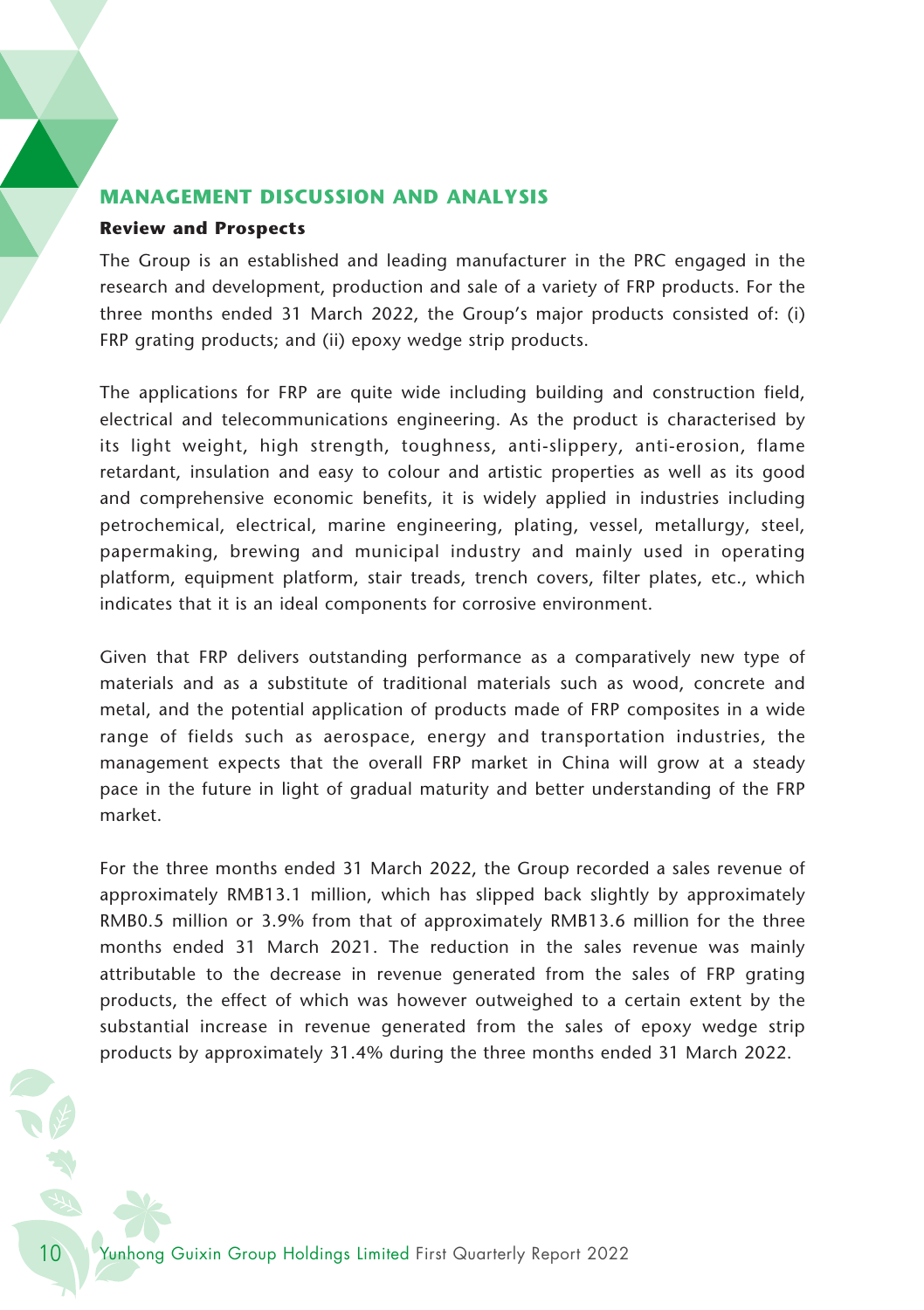## MANAGEMENT DISCUSSION AND ANALYSIS

### Review and Prospects

The Group is an established and leading manufacturer in the PRC engaged in the research and development, production and sale of a variety of FRP products. For the three months ended 31 March 2022, the Group's major products consisted of: (i) FRP grating products; and (ii) epoxy wedge strip products.

The applications for FRP are quite wide including building and construction field, electrical and telecommunications engineering. As the product is characterised by its light weight, high strength, toughness, anti-slippery, anti-erosion, flame retardant, insulation and easy to colour and artistic properties as well as its good and comprehensive economic benefits, it is widely applied in industries including petrochemical, electrical, marine engineering, plating, vessel, metallurgy, steel, papermaking, brewing and municipal industry and mainly used in operating platform, equipment platform, stair treads, trench covers, filter plates, etc., which indicates that it is an ideal components for corrosive environment.

Given that FRP delivers outstanding performance as a comparatively new type of materials and as a substitute of traditional materials such as wood, concrete and metal, and the potential application of products made of FRP composites in a wide range of fields such as aerospace, energy and transportation industries, the management expects that the overall FRP market in China will grow at a steady pace in the future in light of gradual maturity and better understanding of the FRP market.

For the three months ended 31 March 2022, the Group recorded a sales revenue of approximately RMB13.1 million, which has slipped back slightly by approximately RMB0.5 million or 3.9% from that of approximately RMB13.6 million for the three months ended 31 March 2021. The reduction in the sales revenue was mainly attributable to the decrease in revenue generated from the sales of FRP grating products, the effect of which was however outweighed to a certain extent by the substantial increase in revenue generated from the sales of epoxy wedge strip products by approximately 31.4% during the three months ended 31 March 2022.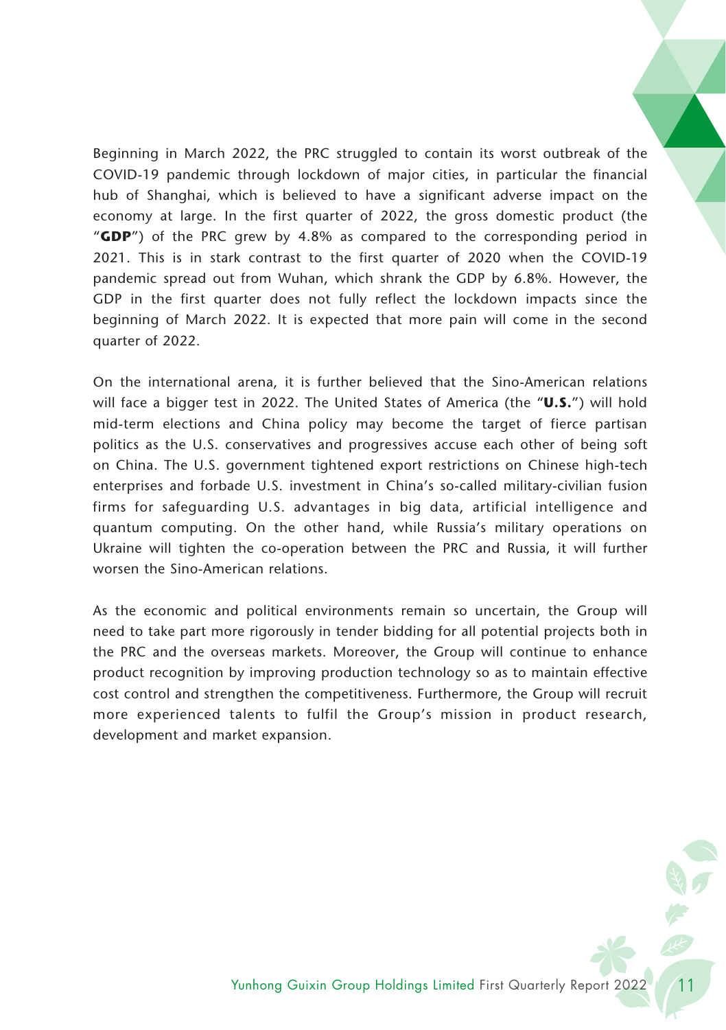Beginning in March 2022, the PRC struggled to contain its worst outbreak of the COVID-19 pandemic through lockdown of major cities, in particular the financial hub of Shanghai, which is believed to have a significant adverse impact on the economy at large. In the first quarter of 2022, the gross domestic product (the "**GDP**") of the PRC grew by 4.8% as compared to the corresponding period in 2021. This is in stark contrast to the first quarter of 2020 when the COVID-19 pandemic spread out from Wuhan, which shrank the GDP by 6.8%. However, the GDP in the first quarter does not fully reflect the lockdown impacts since the beginning of March 2022. It is expected that more pain will come in the second quarter of 2022.

On the international arena, it is further believed that the Sino-American relations will face a bigger test in 2022. The United States of America (the "**U.S.**") will hold mid-term elections and China policy may become the target of fierce partisan politics as the U.S. conservatives and progressives accuse each other of being soft on China. The U.S. government tightened export restrictions on Chinese high-tech enterprises and forbade U.S. investment in China's so-called military-civilian fusion firms for safeguarding U.S. advantages in big data, artificial intelligence and quantum computing. On the other hand, while Russia's military operations on Ukraine will tighten the co-operation between the PRC and Russia, it will further worsen the Sino-American relations.

As the economic and political environments remain so uncertain, the Group will need to take part more rigorously in tender bidding for all potential projects both in the PRC and the overseas markets. Moreover, the Group will continue to enhance product recognition by improving production technology so as to maintain effective cost control and strengthen the competitiveness. Furthermore, the Group will recruit more experienced talents to fulfil the Group's mission in product research, development and market expansion.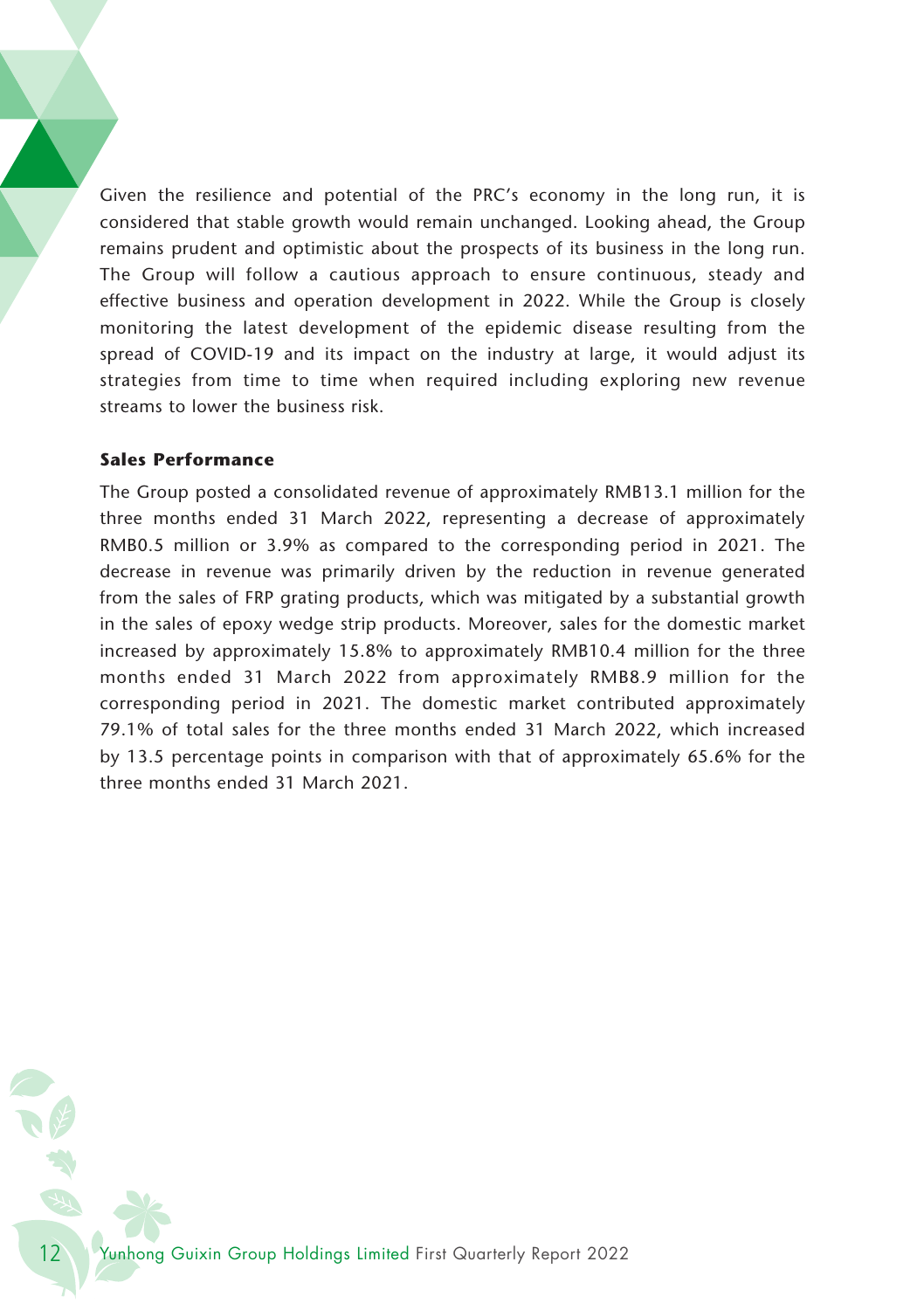Given the resilience and potential of the PRC's economy in the long run, it is considered that stable growth would remain unchanged. Looking ahead, the Group remains prudent and optimistic about the prospects of its business in the long run. The Group will follow a cautious approach to ensure continuous, steady and effective business and operation development in 2022. While the Group is closely monitoring the latest development of the epidemic disease resulting from the spread of COVID-19 and its impact on the industry at large, it would adjust its strategies from time to time when required including exploring new revenue streams to lower the business risk.

**Sales Performance**

The Group posted a consolidated revenue of approximately RMB13.1 million for the three months ended 31 March 2022, representing a decrease of approximately RMB0.5 million or 3.9% as compared to the corresponding period in 2021. The decrease in revenue was primarily driven by the reduction in revenue generated from the sales of FRP grating products, which was mitigated by a substantial growth in the sales of epoxy wedge strip products. Moreover, sales for the domestic market increased by approximately 15.8% to approximately RMB10.4 million for the three months ended 31 March 2022 from approximately RMB8.9 million for the corresponding period in 2021. The domestic market contributed approximately 79.1% of total sales for the three months ended 31 March 2022, which increased by 13.5 percentage points in comparison with that of approximately 65.6% for the three months ended 31 March 2021.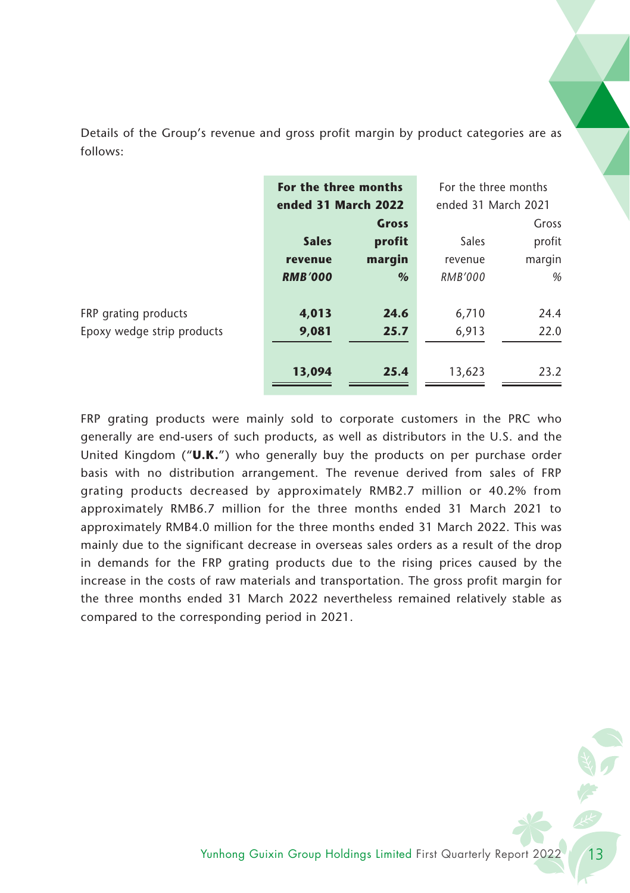Details of the Group's revenue and gross profit margin by product categories are as follows:

| | **For the three months ended 31 March 2022** | | For the three months ended 31 March 2021 | |
|---|---|---|---|---|
| | **Sales revenue** | **Gross profit margin** | Sales revenue | Gross profit margin |
| | ***RMB'000*** | ***%*** | *RMB'000* | *%* |
| FRP grating products | **4,013** | **24.6** | 6,710 | 24.4 |
| Epoxy wedge strip products | **9,081** | **25.7** | 6,913 | 22.0 |
| | **13,094** | **25.4** | 13,623 | 23.2 |

FRP grating products were mainly sold to corporate customers in the PRC who generally are end-users of such products, as well as distributors in the U.S. and the United Kingdom ("**U.K.**") who generally buy the products on per purchase order basis with no distribution arrangement. The revenue derived from sales of FRP grating products decreased by approximately RMB2.7 million or 40.2% from approximately RMB6.7 million for the three months ended 31 March 2021 to approximately RMB4.0 million for the three months ended 31 March 2022. This was mainly due to the significant decrease in overseas sales orders as a result of the drop in demands for the FRP grating products due to the rising prices caused by the increase in the costs of raw materials and transportation. The gross profit margin for the three months ended 31 March 2022 nevertheless remained relatively stable as compared to the corresponding period in 2021.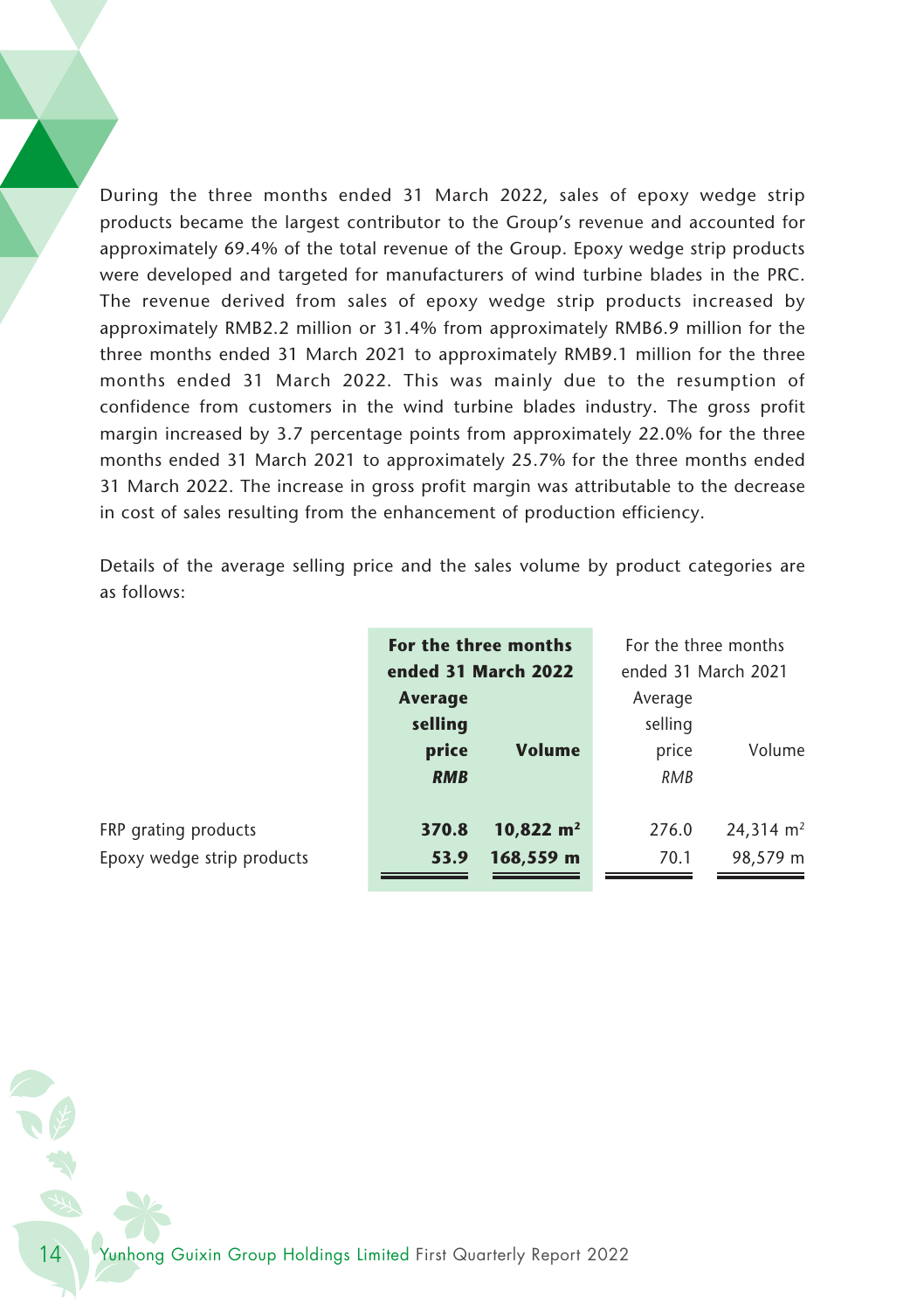During the three months ended 31 March 2022, sales of epoxy wedge strip products became the largest contributor to the Group's revenue and accounted for approximately 69.4% of the total revenue of the Group. Epoxy wedge strip products were developed and targeted for manufacturers of wind turbine blades in the PRC. The revenue derived from sales of epoxy wedge strip products increased by approximately RMB2.2 million or 31.4% from approximately RMB6.9 million for the three months ended 31 March 2021 to approximately RMB9.1 million for the three months ended 31 March 2022. This was mainly due to the resumption of confidence from customers in the wind turbine blades industry. The gross profit margin increased by 3.7 percentage points from approximately 22.0% for the three months ended 31 March 2021 to approximately 25.7% for the three months ended 31 March 2022. The increase in gross profit margin was attributable to the decrease in cost of sales resulting from the enhancement of production efficiency.

Details of the average selling price and the sales volume by product categories are as follows:

| | **For the three months ended 31 March 2022** | | For the three months ended 31 March 2021 | |
|---|---|---|---|---|
| | **Average selling price** | **Volume** | Average selling price | Volume |
| | ***RMB*** | | *RMB* | |
| FRP grating products | **370.8** | **10,822 m²** | 276.0 | 24,314 m² |
| Epoxy wedge strip products | **53.9** | **168,559 m** | 70.1 | 98,579 m |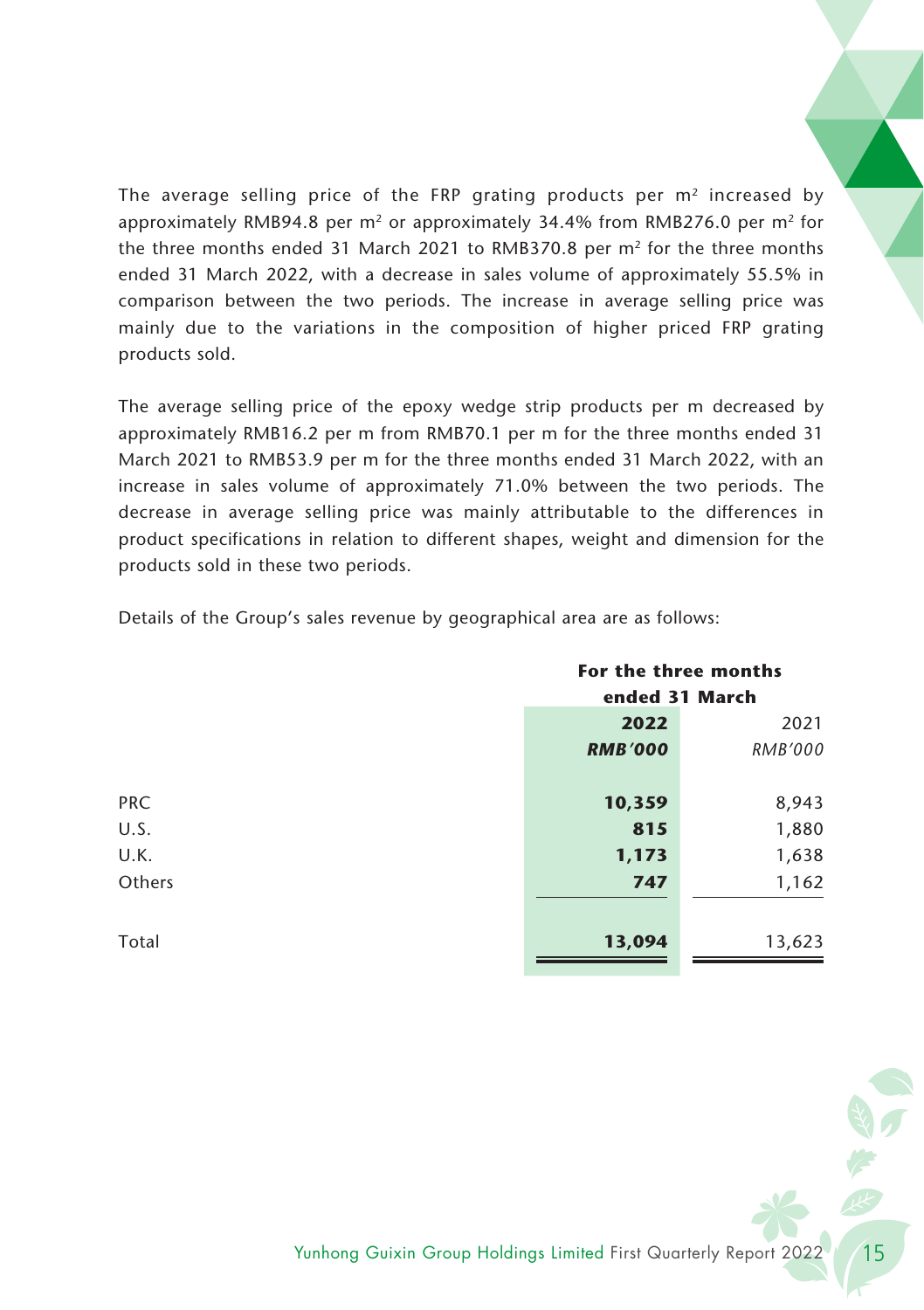The average selling price of the FRP grating products per m$^2$ increased by approximately RMB94.8 per m$^2$ or approximately 34.4% from RMB276.0 per m$^2$ for the three months ended 31 March 2021 to RMB370.8 per m$^2$ for the three months ended 31 March 2022, with a decrease in sales volume of approximately 55.5% in comparison between the two periods. The increase in average selling price was mainly due to the variations in the composition of higher priced FRP grating products sold.

The average selling price of the epoxy wedge strip products per m decreased by approximately RMB16.2 per m from RMB70.1 per m for the three months ended 31 March 2021 to RMB53.9 per m for the three months ended 31 March 2022, with an increase in sales volume of approximately 71.0% between the two periods. The decrease in average selling price was mainly attributable to the differences in product specifications in relation to different shapes, weight and dimension for the products sold in these two periods.

Details of the Group's sales revenue by geographical area are as follows:

| | **For the three months ended 31 March** | |
|---|---|---|
| | **2022** | 2021 |
| | ***RMB'000*** | *RMB'000* |
| PRC | **10,359** | 8,943 |
| U.S. | **815** | 1,880 |
| U.K. | **1,173** | 1,638 |
| Others | **747** | 1,162 |
| Total | **13,094** | 13,623 |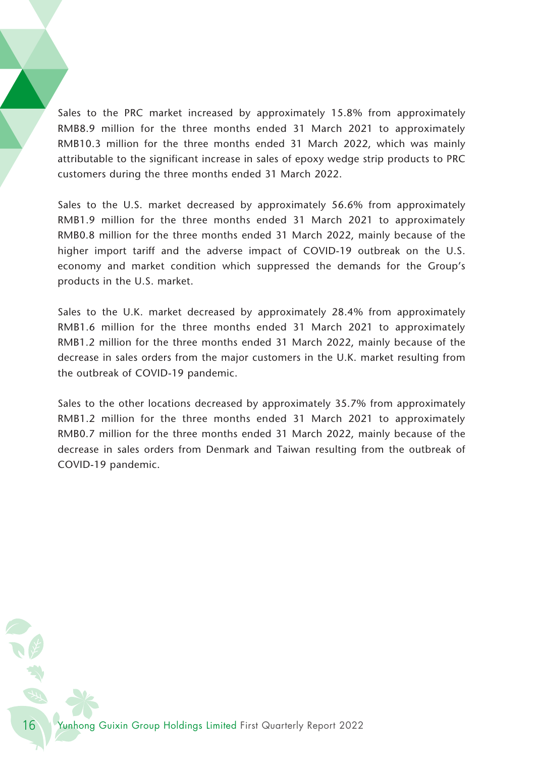Sales to the PRC market increased by approximately 15.8% from approximately RMB8.9 million for the three months ended 31 March 2021 to approximately RMB10.3 million for the three months ended 31 March 2022, which was mainly attributable to the significant increase in sales of epoxy wedge strip products to PRC customers during the three months ended 31 March 2022.

Sales to the U.S. market decreased by approximately 56.6% from approximately RMB1.9 million for the three months ended 31 March 2021 to approximately RMB0.8 million for the three months ended 31 March 2022, mainly because of the higher import tariff and the adverse impact of COVID-19 outbreak on the U.S. economy and market condition which suppressed the demands for the Group's products in the U.S. market.

Sales to the U.K. market decreased by approximately 28.4% from approximately RMB1.6 million for the three months ended 31 March 2021 to approximately RMB1.2 million for the three months ended 31 March 2022, mainly because of the decrease in sales orders from the major customers in the U.K. market resulting from the outbreak of COVID-19 pandemic.

Sales to the other locations decreased by approximately 35.7% from approximately RMB1.2 million for the three months ended 31 March 2021 to approximately RMB0.7 million for the three months ended 31 March 2022, mainly because of the decrease in sales orders from Denmark and Taiwan resulting from the outbreak of COVID-19 pandemic.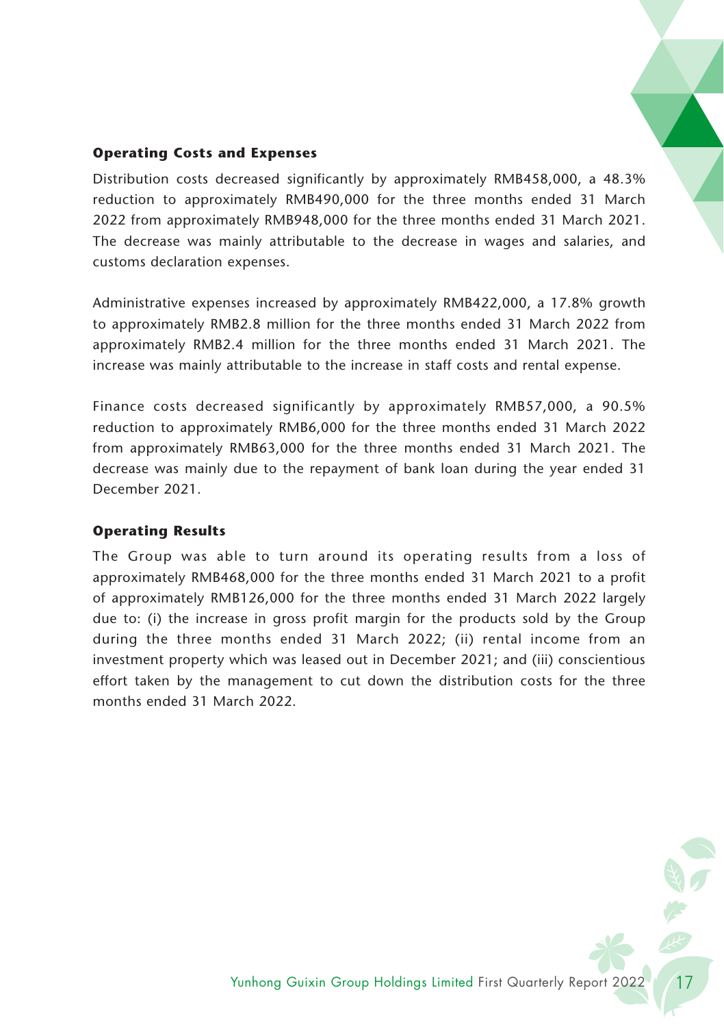### Operating Costs and Expenses

Distribution costs decreased significantly by approximately RMB458,000, a 48.3% reduction to approximately RMB490,000 for the three months ended 31 March 2022 from approximately RMB948,000 for the three months ended 31 March 2021. The decrease was mainly attributable to the decrease in wages and salaries, and customs declaration expenses.

Administrative expenses increased by approximately RMB422,000, a 17.8% growth to approximately RMB2.8 million for the three months ended 31 March 2022 from approximately RMB2.4 million for the three months ended 31 March 2021. The increase was mainly attributable to the increase in staff costs and rental expense.

Finance costs decreased significantly by approximately RMB57,000, a 90.5% reduction to approximately RMB6,000 for the three months ended 31 March 2022 from approximately RMB63,000 for the three months ended 31 March 2021. The decrease was mainly due to the repayment of bank loan during the year ended 31 December 2021.

### Operating Results

The Group was able to turn around its operating results from a loss of approximately RMB468,000 for the three months ended 31 March 2021 to a profit of approximately RMB126,000 for the three months ended 31 March 2022 largely due to: (i) the increase in gross profit margin for the products sold by the Group during the three months ended 31 March 2022; (ii) rental income from an investment property which was leased out in December 2021; and (iii) conscientious effort taken by the management to cut down the distribution costs for the three months ended 31 March 2022.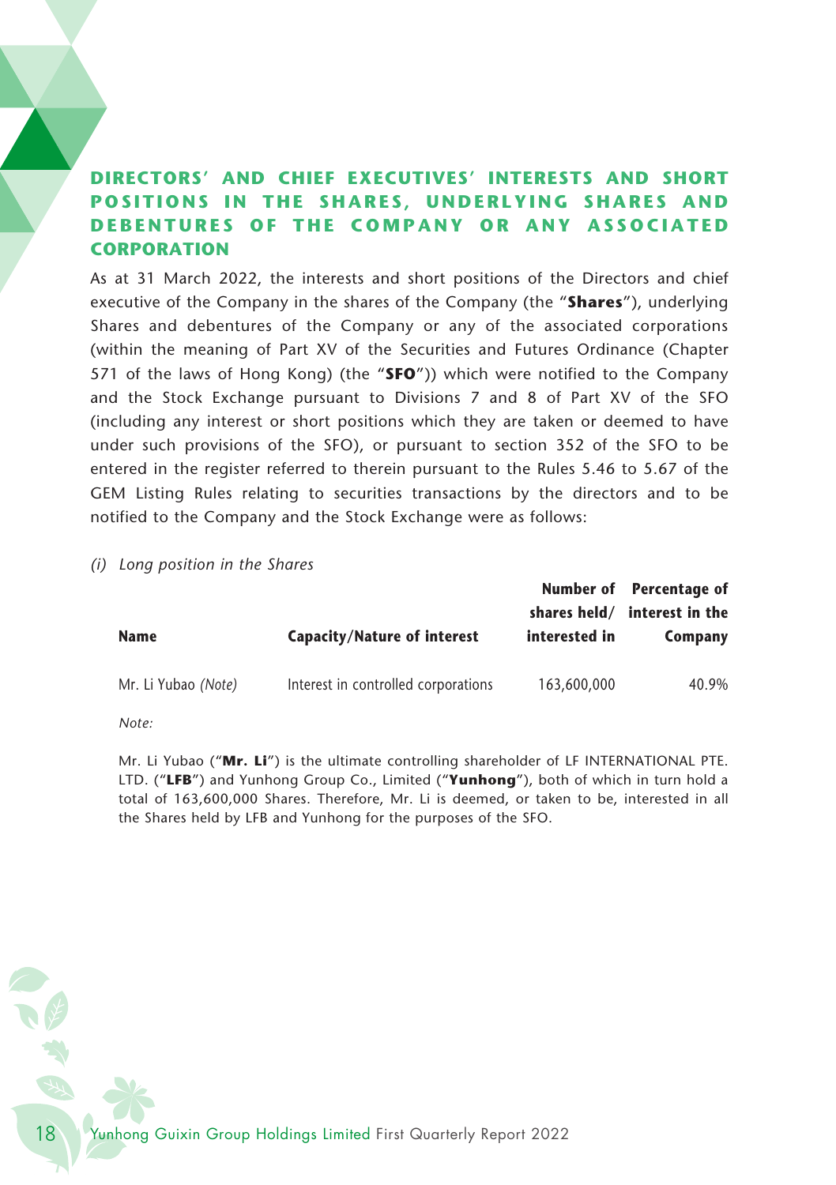## DIRECTORS' AND CHIEF EXECUTIVES' INTERESTS AND SHORT POSITIONS IN THE SHARES, UNDERLYING SHARES AND DEBENTURES OF THE COMPANY OR ANY ASSOCIATED CORPORATION

As at 31 March 2022, the interests and short positions of the Directors and chief executive of the Company in the shares of the Company (the "**Shares**"), underlying Shares and debentures of the Company or any of the associated corporations (within the meaning of Part XV of the Securities and Futures Ordinance (Chapter 571 of the laws of Hong Kong) (the "**SFO**")) which were notified to the Company and the Stock Exchange pursuant to Divisions 7 and 8 of Part XV of the SFO (including any interest or short positions which they are taken or deemed to have under such provisions of the SFO), or pursuant to section 352 of the SFO to be entered in the register referred to therein pursuant to the Rules 5.46 to 5.67 of the GEM Listing Rules relating to securities transactions by the directors and to be notified to the Company and the Stock Exchange were as follows:

*(i) Long position in the Shares*

| Name | Capacity/Nature of interest | Number of shares held/ interested in | Percentage of interest in the Company |
|---|---|---|---|
| Mr. Li Yubao *(Note)* | Interest in controlled corporations | 163,600,000 | 40.9% |

*Note:*

Mr. Li Yubao ("**Mr. Li**") is the ultimate controlling shareholder of LF INTERNATIONAL PTE. LTD. ("**LFB**") and Yunhong Group Co., Limited ("**Yunhong**"), both of which in turn hold a total of 163,600,000 Shares. Therefore, Mr. Li is deemed, or taken to be, interested in all the Shares held by LFB and Yunhong for the purposes of the SFO.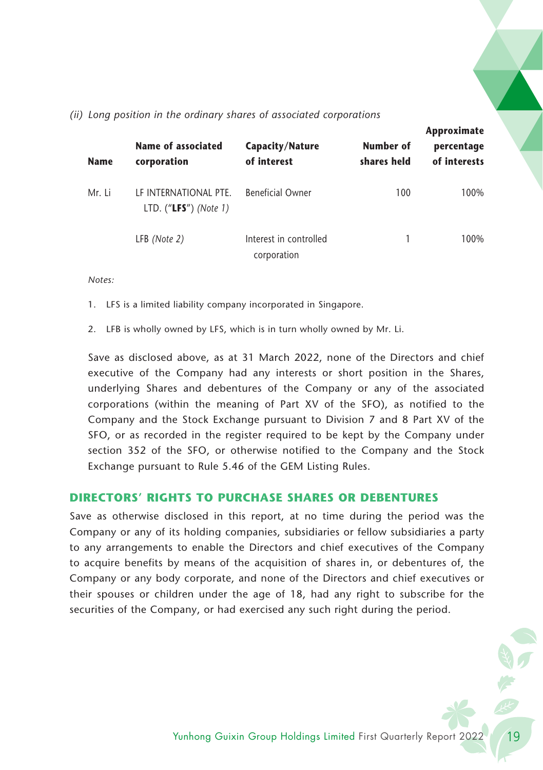*(ii) Long position in the ordinary shares of associated corporations*

| Name | Name of associated corporation | Capacity/Nature of interest | Number of shares held | Approximate percentage of interests |
|---|---|---|---|---|
| Mr. Li | LF INTERNATIONAL PTE. LTD. ("**LFS**") *(Note 1)* | Beneficial Owner | 100 | 100% |
| | LFB *(Note 2)* | Interest in controlled corporation | 1 | 100% |

*Notes:*

1. LFS is a limited liability company incorporated in Singapore.

2. LFB is wholly owned by LFS, which is in turn wholly owned by Mr. Li.

Save as disclosed above, as at 31 March 2022, none of the Directors and chief executive of the Company had any interests or short position in the Shares, underlying Shares and debentures of the Company or any of the associated corporations (within the meaning of Part XV of the SFO), as notified to the Company and the Stock Exchange pursuant to Division 7 and 8 Part XV of the SFO, or as recorded in the register required to be kept by the Company under section 352 of the SFO, or otherwise notified to the Company and the Stock Exchange pursuant to Rule 5.46 of the GEM Listing Rules.

## DIRECTORS' RIGHTS TO PURCHASE SHARES OR DEBENTURES

Save as otherwise disclosed in this report, at no time during the period was the Company or any of its holding companies, subsidiaries or fellow subsidiaries a party to any arrangements to enable the Directors and chief executives of the Company to acquire benefits by means of the acquisition of shares in, or debentures of, the Company or any body corporate, and none of the Directors and chief executives or their spouses or children under the age of 18, had any right to subscribe for the securities of the Company, or had exercised any such right during the period.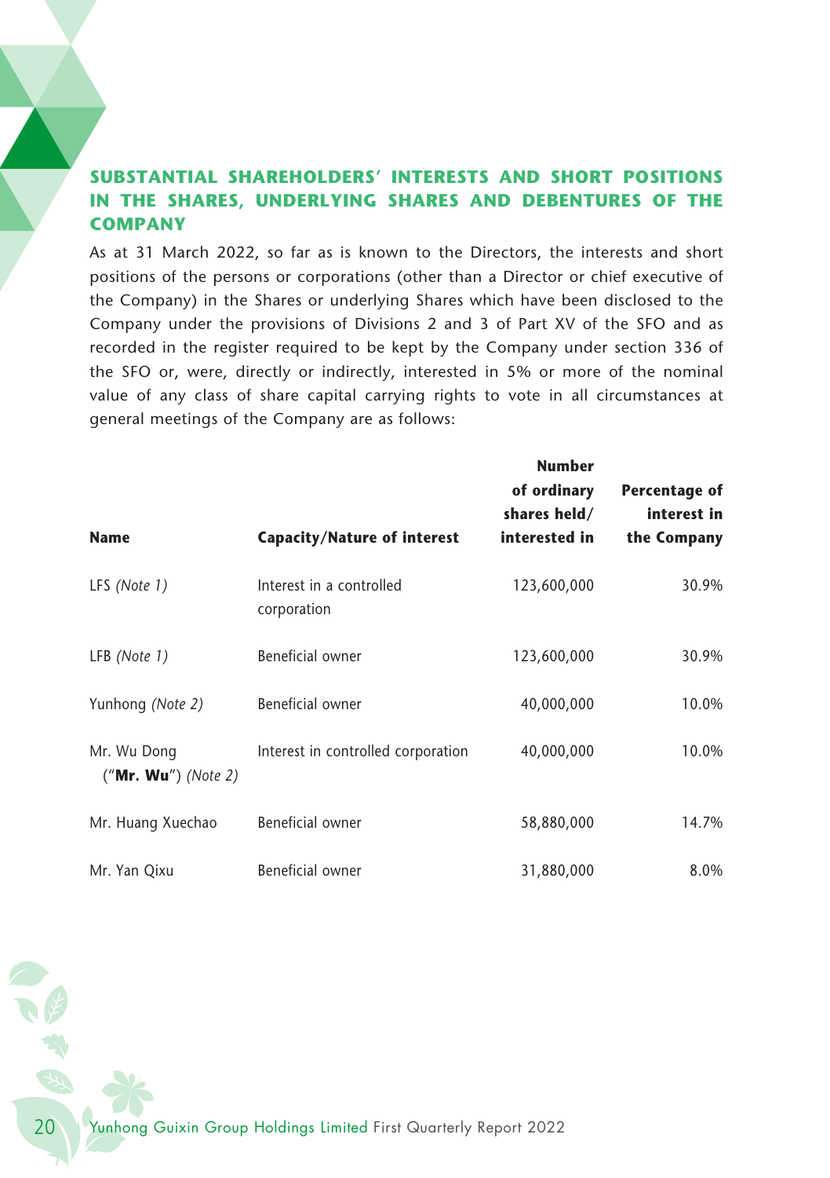## SUBSTANTIAL SHAREHOLDERS' INTERESTS AND SHORT POSITIONS IN THE SHARES, UNDERLYING SHARES AND DEBENTURES OF THE COMPANY

As at 31 March 2022, so far as is known to the Directors, the interests and short positions of the persons or corporations (other than a Director or chief executive of the Company) in the Shares or underlying Shares which have been disclosed to the Company under the provisions of Divisions 2 and 3 of Part XV of the SFO and as recorded in the register required to be kept by the Company under section 336 of the SFO or, were, directly or indirectly, interested in 5% or more of the nominal value of any class of share capital carrying rights to vote in all circumstances at general meetings of the Company are as follows:

| Name | Capacity/Nature of interest | Number of ordinary shares held/ interested in | Percentage of interest in the Company |
|---|---|---|---|
| LFS *(Note 1)* | Interest in a controlled corporation | 123,600,000 | 30.9% |
| LFB *(Note 1)* | Beneficial owner | 123,600,000 | 30.9% |
| Yunhong *(Note 2)* | Beneficial owner | 40,000,000 | 10.0% |
| Mr. Wu Dong ("**Mr. Wu**") *(Note 2)* | Interest in controlled corporation | 40,000,000 | 10.0% |
| Mr. Huang Xuechao | Beneficial owner | 58,880,000 | 14.7% |
| Mr. Yan Qixu | Beneficial owner | 31,880,000 | 8.0% |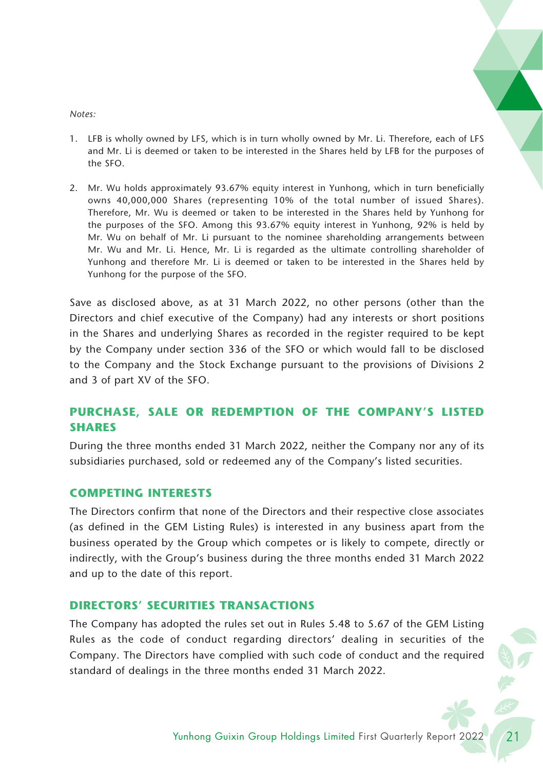*Notes:*

1. LFB is wholly owned by LFS, which is in turn wholly owned by Mr. Li. Therefore, each of LFS and Mr. Li is deemed or taken to be interested in the Shares held by LFB for the purposes of the SFO.

2. Mr. Wu holds approximately 93.67% equity interest in Yunhong, which in turn beneficially owns 40,000,000 Shares (representing 10% of the total number of issued Shares). Therefore, Mr. Wu is deemed or taken to be interested in the Shares held by Yunhong for the purposes of the SFO. Among this 93.67% equity interest in Yunhong, 92% is held by Mr. Wu on behalf of Mr. Li pursuant to the nominee shareholding arrangements between Mr. Wu and Mr. Li. Hence, Mr. Li is regarded as the ultimate controlling shareholder of Yunhong and therefore Mr. Li is deemed or taken to be interested in the Shares held by Yunhong for the purpose of the SFO.

Save as disclosed above, as at 31 March 2022, no other persons (other than the Directors and chief executive of the Company) had any interests or short positions in the Shares and underlying Shares as recorded in the register required to be kept by the Company under section 336 of the SFO or which would fall to be disclosed to the Company and the Stock Exchange pursuant to the provisions of Divisions 2 and 3 of part XV of the SFO.

## PURCHASE, SALE OR REDEMPTION OF THE COMPANY'S LISTED SHARES

During the three months ended 31 March 2022, neither the Company nor any of its subsidiaries purchased, sold or redeemed any of the Company's listed securities.

## COMPETING INTERESTS

The Directors confirm that none of the Directors and their respective close associates (as defined in the GEM Listing Rules) is interested in any business apart from the business operated by the Group which competes or is likely to compete, directly or indirectly, with the Group's business during the three months ended 31 March 2022 and up to the date of this report.

## DIRECTORS' SECURITIES TRANSACTIONS

The Company has adopted the rules set out in Rules 5.48 to 5.67 of the GEM Listing Rules as the code of conduct regarding directors' dealing in securities of the Company. The Directors have complied with such code of conduct and the required standard of dealings in the three months ended 31 March 2022.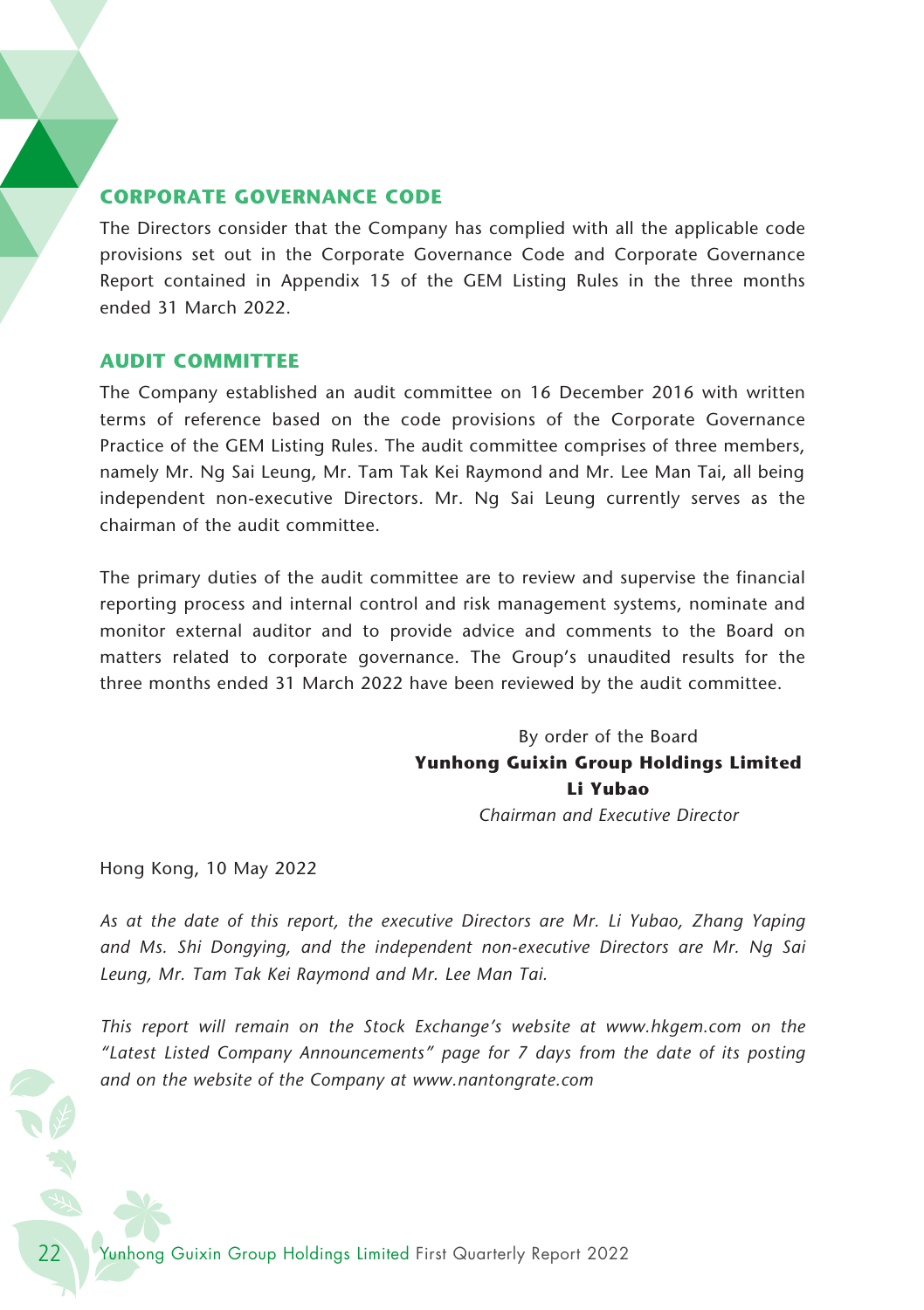## CORPORATE GOVERNANCE CODE

The Directors consider that the Company has complied with all the applicable code provisions set out in the Corporate Governance Code and Corporate Governance Report contained in Appendix 15 of the GEM Listing Rules in the three months ended 31 March 2022.

## AUDIT COMMITTEE

The Company established an audit committee on 16 December 2016 with written terms of reference based on the code provisions of the Corporate Governance Practice of the GEM Listing Rules. The audit committee comprises of three members, namely Mr. Ng Sai Leung, Mr. Tam Tak Kei Raymond and Mr. Lee Man Tai, all being independent non-executive Directors. Mr. Ng Sai Leung currently serves as the chairman of the audit committee.

The primary duties of the audit committee are to review and supervise the financial reporting process and internal control and risk management systems, nominate and monitor external auditor and to provide advice and comments to the Board on matters related to corporate governance. The Group's unaudited results for the three months ended 31 March 2022 have been reviewed by the audit committee.

By order of the Board
**Yunhong Guixin Group Holdings Limited**
**Li Yubao**
*Chairman and Executive Director*

Hong Kong, 10 May 2022

*As at the date of this report, the executive Directors are Mr. Li Yubao, Zhang Yaping and Ms. Shi Dongying, and the independent non-executive Directors are Mr. Ng Sai Leung, Mr. Tam Tak Kei Raymond and Mr. Lee Man Tai.*

*This report will remain on the Stock Exchange's website at www.hkgem.com on the "Latest Listed Company Announcements" page for 7 days from the date of its posting and on the website of the Company at www.nantongrate.com*